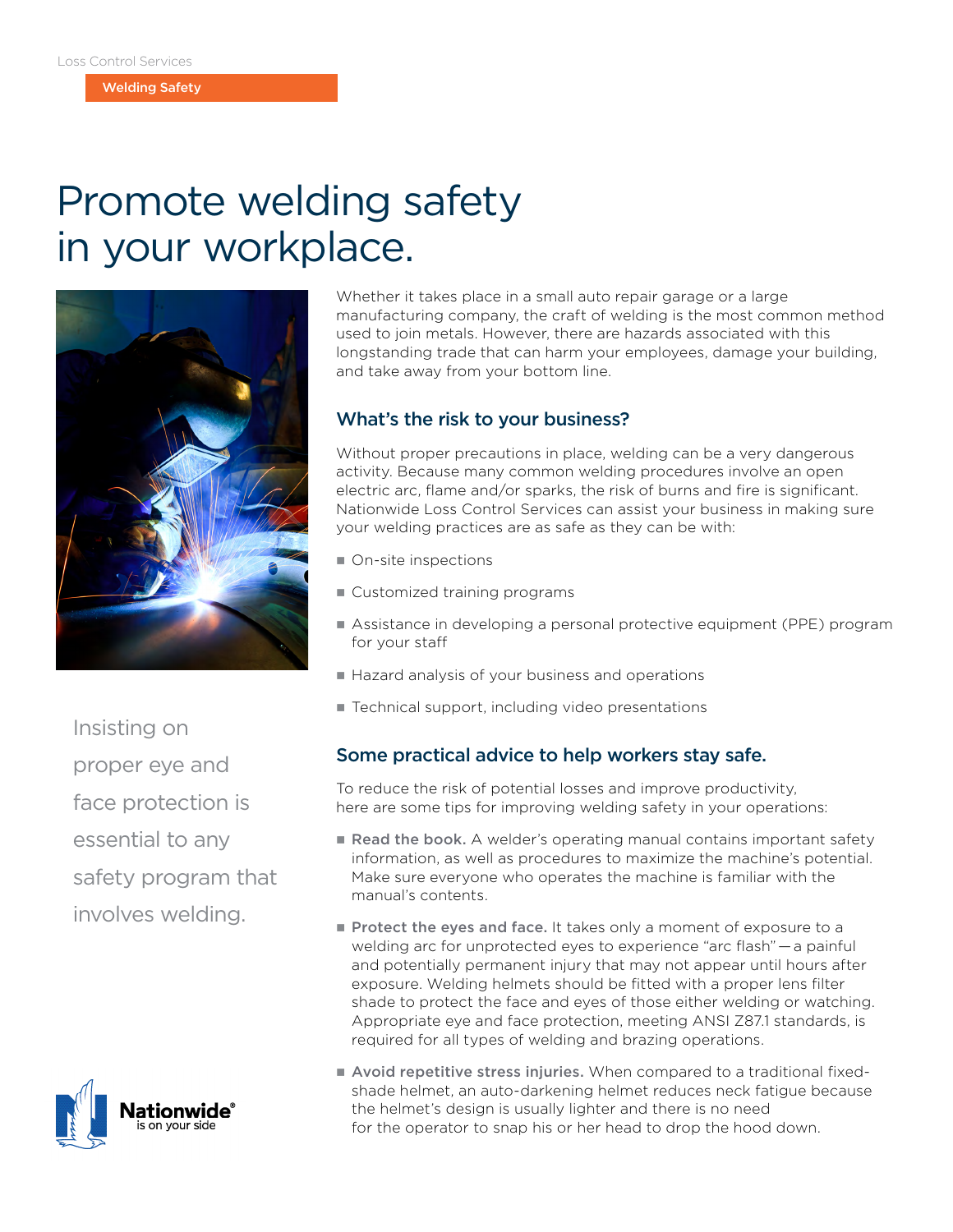Loss Control Services

Welding Safety

# Promote welding safety in your workplace.

Whether it takes place in a small auto repair garage or a large manufacturing company, the craft of welding is the most common method used to join metals. However, there are hazards associated with this longstanding trade that can harm your employees, damage your building, and take away from your bottom line.

Insisting on proper eye and face protection is essential to any safety program that involves welding.

## What's the risk to your business?

Without proper precautions in place, welding can be a very dangerous activity. Because many common welding procedures involve an open electric arc, flame and/or sparks, the risk of burns and fire is significant. Nationwide Loss Control Services can assist your business in making sure your welding practices are as safe as they can be with:

- On-site inspections
- Customized training programs
- Assistance in developing a personal protective equipment (PPE) program for your staff
- Hazard analysis of your business and operations
- Technical support, including video presentations

## Some practical advice to help workers stay safe.

To reduce the risk of potential losses and improve productivity, here are some tips for improving welding safety in your operations:

- **Read the book.** A welder's operating manual contains important safety information, as well as procedures to maximize the machine's potential. Make sure everyone who operates the machine is familiar with the manual's contents.
- **Protect the eyes and face.** It takes only a moment of exposure to a welding arc for unprotected eyes to experience "arc flash" — a painful and potentially permanent injury that may not appear until hours after exposure. Welding helmets should be fitted with a proper lens filter shade to protect the face and eyes of those either welding or watching. Appropriate eye and face protection, meeting ANSI Z87.1 standards, is required for all types of welding and brazing operations.
- **Avoid repetitive stress injuries.** When compared to a traditional fixed-shade helmet, an auto-darkening helmet reduces neck fatigue because the helmet's design is usually lighter and there is no need for the operator to snap his or her head to drop the hood down.

Nationwide® is on your side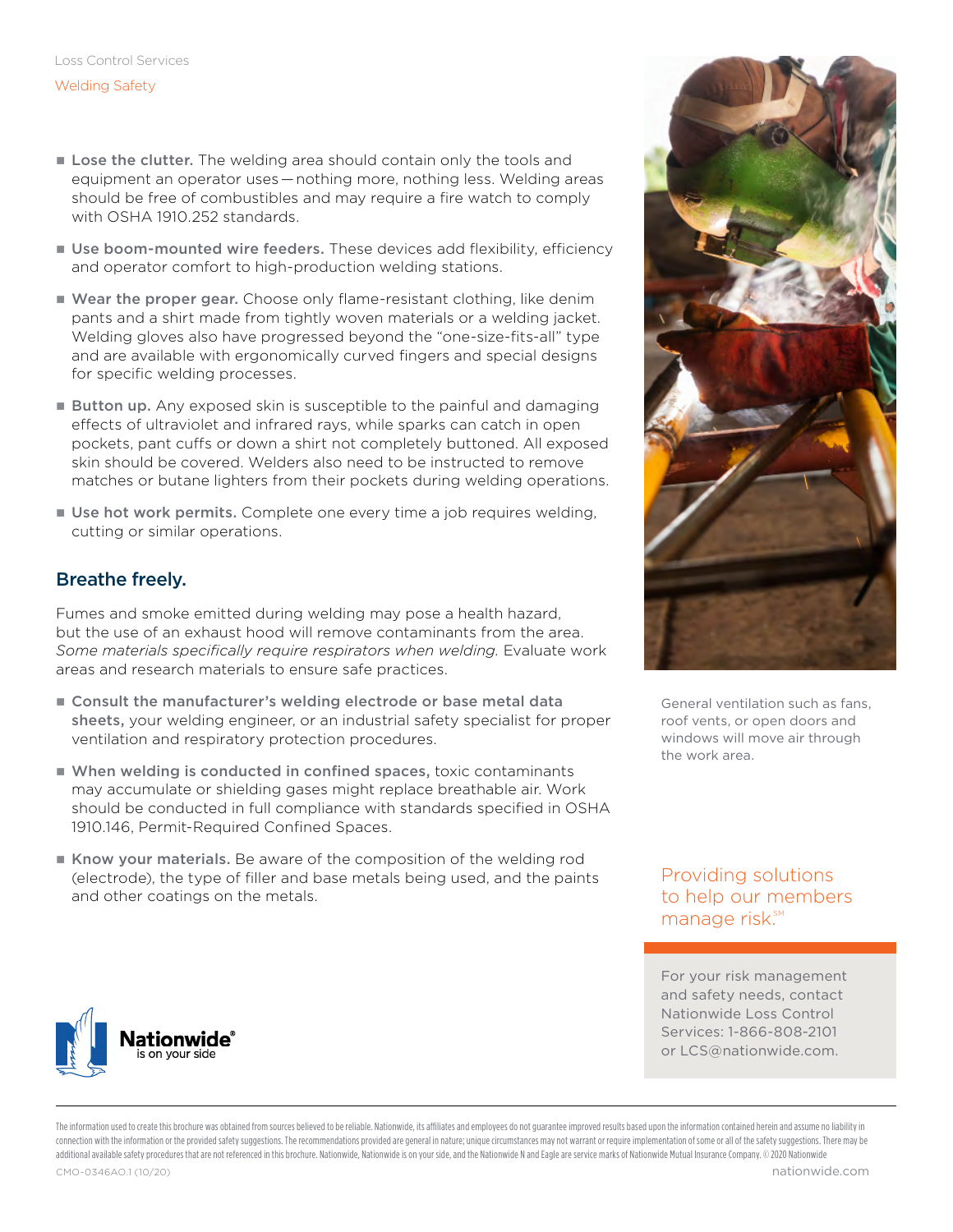- **Lose the clutter.** The welding area should contain only the tools and equipment an operator uses — nothing more, nothing less. Welding areas should be free of combustibles and may require a fire watch to comply with OSHA 1910.252 standards.
- **Use boom-mounted wire feeders.** These devices add flexibility, efficiency and operator comfort to high-production welding stations.
- **Wear the proper gear.** Choose only flame-resistant clothing, like denim pants and a shirt made from tightly woven materials or a welding jacket. Welding gloves also have progressed beyond the "one-size-fits-all" type and are available with ergonomically curved fingers and special designs for specific welding processes.
- **Button up.** Any exposed skin is susceptible to the painful and damaging effects of ultraviolet and infrared rays, while sparks can catch in open pockets, pant cuffs or down a shirt not completely buttoned. All exposed skin should be covered. Welders also need to be instructed to remove matches or butane lighters from their pockets during welding operations.
- **Use hot work permits.** Complete one every time a job requires welding, cutting or similar operations.

## Breathe freely.

Fumes and smoke emitted during welding may pose a health hazard, but the use of an exhaust hood will remove contaminants from the area. *Some materials specifically require respirators when welding.* Evaluate work areas and research materials to ensure safe practices.

- **Consult the manufacturer's welding electrode or base metal data sheets,** your welding engineer, or an industrial safety specialist for proper ventilation and respiratory protection procedures.
- **When welding is conducted in confined spaces,** toxic contaminants may accumulate or shielding gases might replace breathable air. Work should be conducted in full compliance with standards specified in OSHA 1910.146, Permit-Required Confined Spaces.
- **Know your materials.** Be aware of the composition of the welding rod (electrode), the type of filler and base metals being used, and the paints and other coatings on the metals.

General ventilation such as fans, roof vents, or open doors and windows will move air through the work area.

Providing solutions to help our members manage risk.SM

For your risk management and safety needs, contact Nationwide Loss Control Services: 1-866-808-2101 or LCS@nationwide.com.

Nationwide® is on your side

The information used to create this brochure was obtained from sources believed to be reliable. Nationwide, its affiliates and employees do not guarantee improved results based upon the information contained herein and assume no liability in connection with the information or the provided safety suggestions. The recommendations provided are general in nature; unique circumstances may not warrant or require implementation of some or all of the safety suggestions. There may be additional available safety procedures that are not referenced in this brochure. Nationwide, Nationwide is on your side, and the Nationwide N and Eagle are service marks of Nationwide Mutual Insurance Company. © 2020 Nationwide

CMO-0346AO.1 (10/20)

nationwide.com